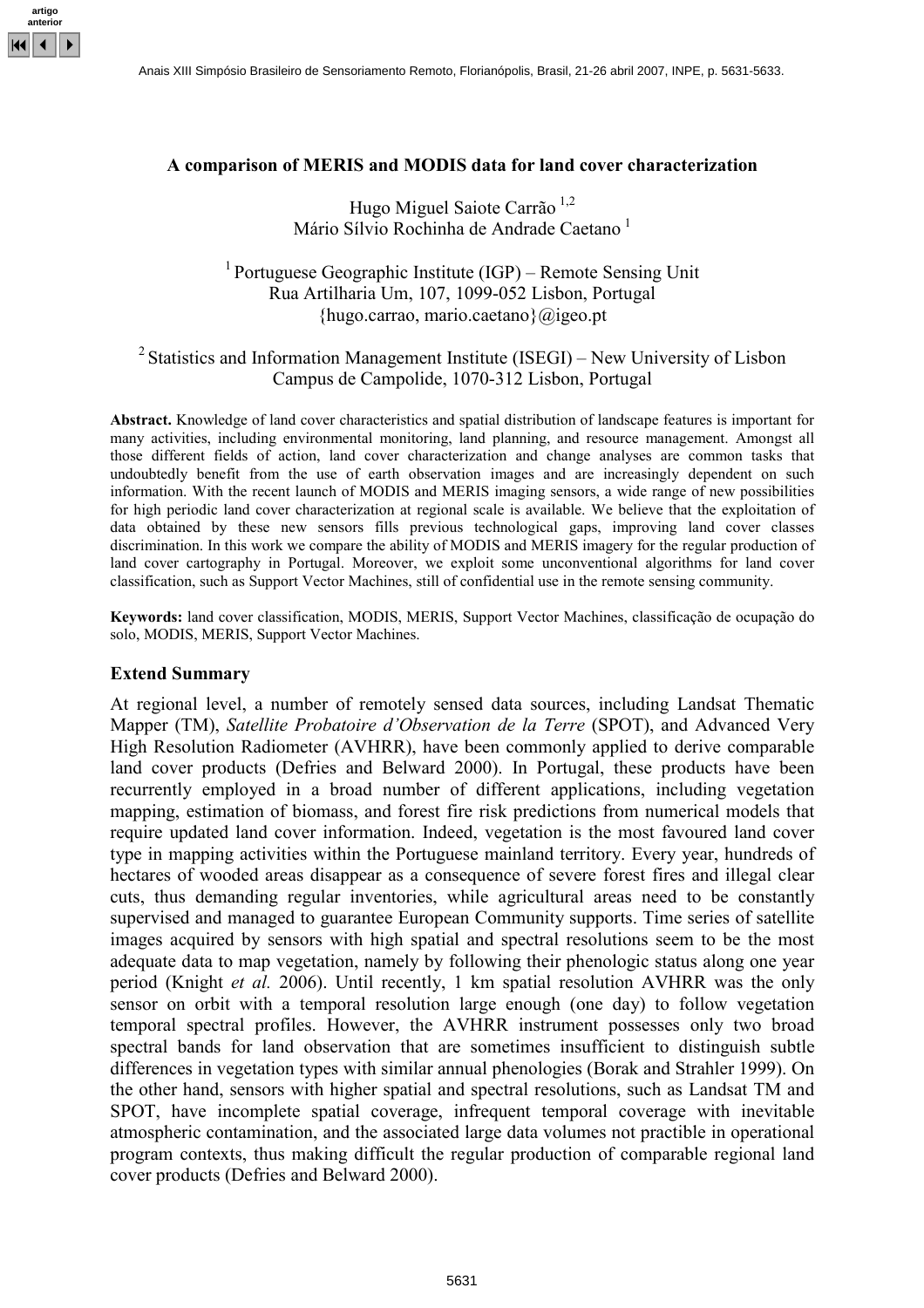# A comparison of MERIS and MODIS data for land cover characterization

Hugo Miguel Saiote Carrão [1,2]
Mário Sílvio Rochinha de Andrade Caetano [1]

[1] Portuguese Geographic Institute (IGP) – Remote Sensing Unit
Rua Artilharia Um, 107, 1099-052 Lisbon, Portugal
{hugo.carrao, mario.caetano}@igeo.pt

[2] Statistics and Information Management Institute (ISEGI) – New University of Lisbon
Campus de Campolide, 1070-312 Lisbon, Portugal

**Abstract.** Knowledge of land cover characteristics and spatial distribution of landscape features is important for many activities, including environmental monitoring, land planning, and resource management. Amongst all those different fields of action, land cover characterization and change analyses are common tasks that undoubtedly benefit from the use of earth observation images and are increasingly dependent on such information. With the recent launch of MODIS and MERIS imaging sensors, a wide range of new possibilities for high periodic land cover characterization at regional scale is available. We believe that the exploitation of data obtained by these new sensors fills previous technological gaps, improving land cover classes discrimination. In this work we compare the ability of MODIS and MERIS imagery for the regular production of land cover cartography in Portugal. Moreover, we exploit some unconventional algorithms for land cover classification, such as Support Vector Machines, still of confidential use in the remote sensing community.

**Keywords:** land cover classification, MODIS, MERIS, Support Vector Machines, classificação de ocupação do solo, MODIS, MERIS, Support Vector Machines.

## Extend Summary

At regional level, a number of remotely sensed data sources, including Landsat Thematic Mapper (TM), *Satellite Probatoire d'Observation de la Terre* (SPOT), and Advanced Very High Resolution Radiometer (AVHRR), have been commonly applied to derive comparable land cover products (Defries and Belward 2000). In Portugal, these products have been recurrently employed in a broad number of different applications, including vegetation mapping, estimation of biomass, and forest fire risk predictions from numerical models that require updated land cover information. Indeed, vegetation is the most favoured land cover type in mapping activities within the Portuguese mainland territory. Every year, hundreds of hectares of wooded areas disappear as a consequence of severe forest fires and illegal clear cuts, thus demanding regular inventories, while agricultural areas need to be constantly supervised and managed to guarantee European Community supports. Time series of satellite images acquired by sensors with high spatial and spectral resolutions seem to be the most adequate data to map vegetation, namely by following their phenologic status along one year period (Knight *et al.* 2006). Until recently, 1 km spatial resolution AVHRR was the only sensor on orbit with a temporal resolution large enough (one day) to follow vegetation temporal spectral profiles. However, the AVHRR instrument possesses only two broad spectral bands for land observation that are sometimes insufficient to distinguish subtle differences in vegetation types with similar annual phenologies (Borak and Strahler 1999). On the other hand, sensors with higher spatial and spectral resolutions, such as Landsat TM and SPOT, have incomplete spatial coverage, infrequent temporal coverage with inevitable atmospheric contamination, and the associated large data volumes not practible in operational program contexts, thus making difficult the regular production of comparable regional land cover products (Defries and Belward 2000).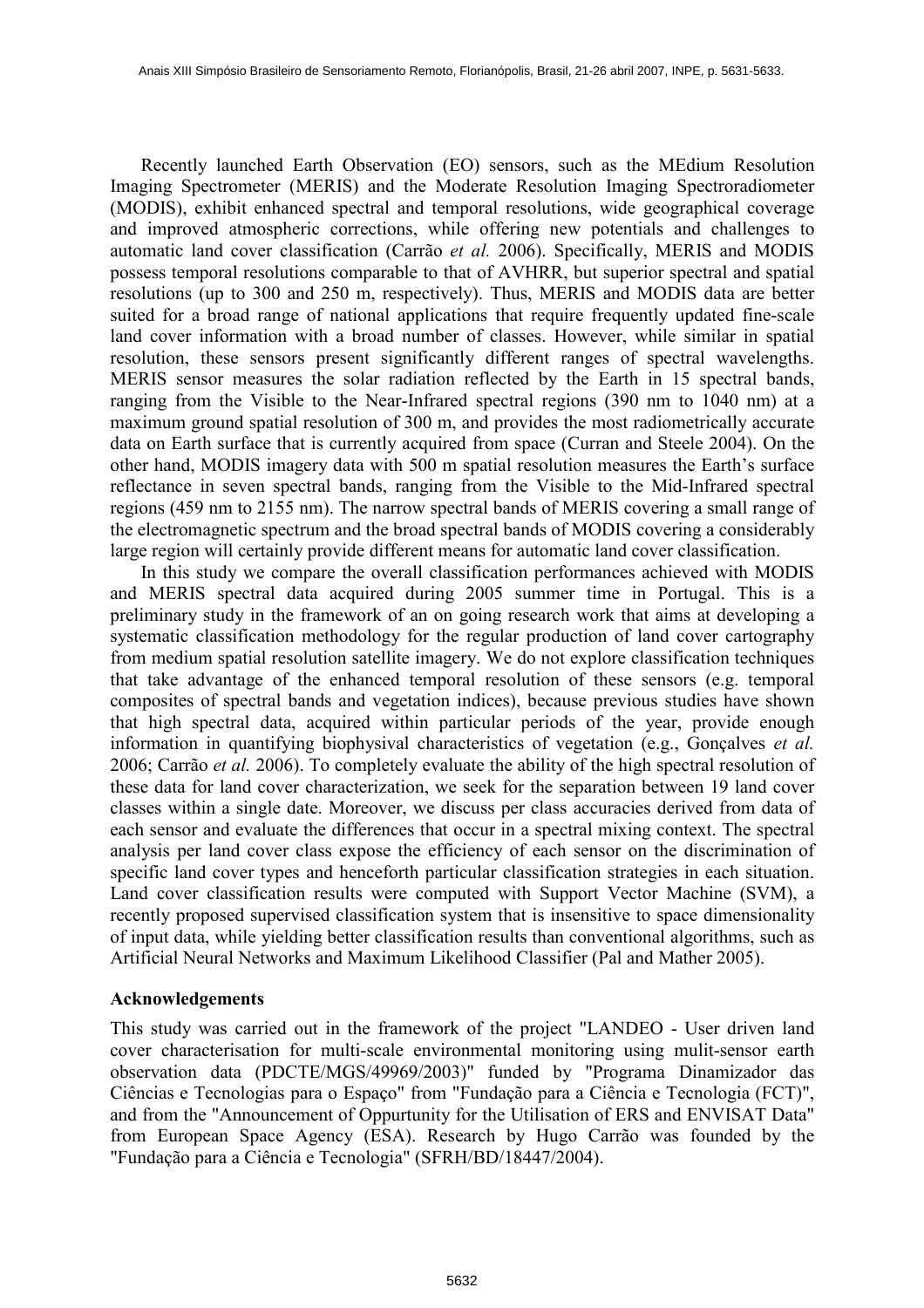Recently launched Earth Observation (EO) sensors, such as the MEdium Resolution Imaging Spectrometer (MERIS) and the Moderate Resolution Imaging Spectroradiometer (MODIS), exhibit enhanced spectral and temporal resolutions, wide geographical coverage and improved atmospheric corrections, while offering new potentials and challenges to automatic land cover classification (Carrão *et al.* 2006). Specifically, MERIS and MODIS possess temporal resolutions comparable to that of AVHRR, but superior spectral and spatial resolutions (up to 300 and 250 m, respectively). Thus, MERIS and MODIS data are better suited for a broad range of national applications that require frequently updated fine-scale land cover information with a broad number of classes. However, while similar in spatial resolution, these sensors present significantly different ranges of spectral wavelengths. MERIS sensor measures the solar radiation reflected by the Earth in 15 spectral bands, ranging from the Visible to the Near-Infrared spectral regions (390 nm to 1040 nm) at a maximum ground spatial resolution of 300 m, and provides the most radiometrically accurate data on Earth surface that is currently acquired from space (Curran and Steele 2004). On the other hand, MODIS imagery data with 500 m spatial resolution measures the Earth's surface reflectance in seven spectral bands, ranging from the Visible to the Mid-Infrared spectral regions (459 nm to 2155 nm). The narrow spectral bands of MERIS covering a small range of the electromagnetic spectrum and the broad spectral bands of MODIS covering a considerably large region will certainly provide different means for automatic land cover classification.

In this study we compare the overall classification performances achieved with MODIS and MERIS spectral data acquired during 2005 summer time in Portugal. This is a preliminary study in the framework of an on going research work that aims at developing a systematic classification methodology for the regular production of land cover cartography from medium spatial resolution satellite imagery. We do not explore classification techniques that take advantage of the enhanced temporal resolution of these sensors (e.g. temporal composites of spectral bands and vegetation indices), because previous studies have shown that high spectral data, acquired within particular periods of the year, provide enough information in quantifying biophysival characteristics of vegetation (e.g., Gonçalves *et al.* 2006; Carrão *et al.* 2006). To completely evaluate the ability of the high spectral resolution of these data for land cover characterization, we seek for the separation between 19 land cover classes within a single date. Moreover, we discuss per class accuracies derived from data of each sensor and evaluate the differences that occur in a spectral mixing context. The spectral analysis per land cover class expose the efficiency of each sensor on the discrimination of specific land cover types and henceforth particular classification strategies in each situation. Land cover classification results were computed with Support Vector Machine (SVM), a recently proposed supervised classification system that is insensitive to space dimensionality of input data, while yielding better classification results than conventional algorithms, such as Artificial Neural Networks and Maximum Likelihood Classifier (Pal and Mather 2005).

**Acknowledgements**

This study was carried out in the framework of the project "LANDEO - User driven land cover characterisation for multi-scale environmental monitoring using mulit-sensor earth observation data (PDCTE/MGS/49969/2003)" funded by "Programa Dinamizador das Ciências e Tecnologias para o Espaço" from "Fundação para a Ciência e Tecnologia (FCT)", and from the "Announcement of Oppurtunity for the Utilisation of ERS and ENVISAT Data" from European Space Agency (ESA). Research by Hugo Carrão was founded by the "Fundação para a Ciência e Tecnologia" (SFRH/BD/18447/2004).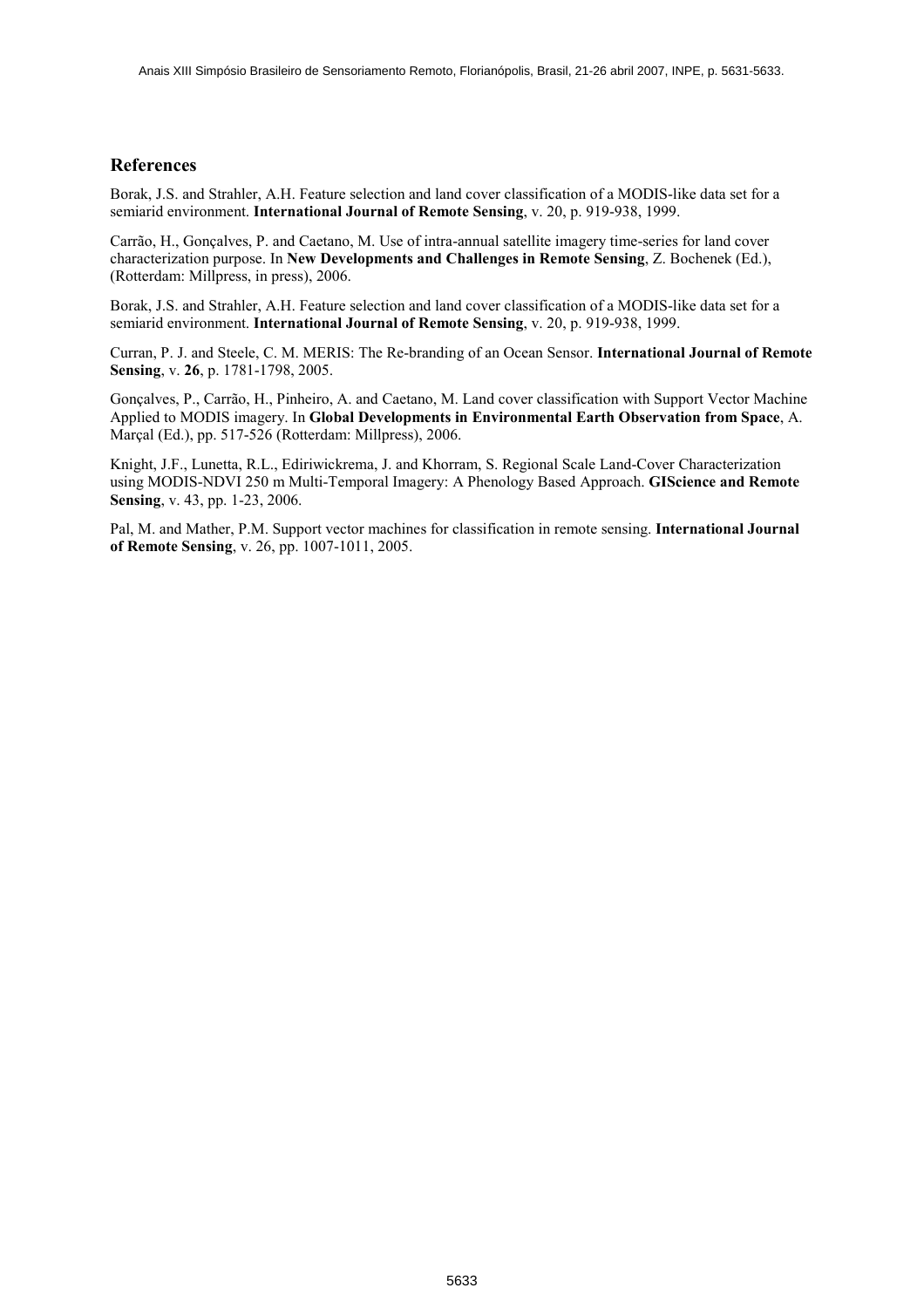## References

Borak, J.S. and Strahler, A.H. Feature selection and land cover classification of a MODIS-like data set for a semiarid environment. **International Journal of Remote Sensing**, v. 20, p. 919-938, 1999.

Carrão, H., Gonçalves, P. and Caetano, M. Use of intra-annual satellite imagery time-series for land cover characterization purpose. In **New Developments and Challenges in Remote Sensing**, Z. Bochenek (Ed.), (Rotterdam: Millpress, in press), 2006.

Borak, J.S. and Strahler, A.H. Feature selection and land cover classification of a MODIS-like data set for a semiarid environment. **International Journal of Remote Sensing**, v. 20, p. 919-938, 1999.

Curran, P. J. and Steele, C. M. MERIS: The Re-branding of an Ocean Sensor. **International Journal of Remote Sensing**, v. **26**, p. 1781-1798, 2005.

Gonçalves, P., Carrão, H., Pinheiro, A. and Caetano, M. Land cover classification with Support Vector Machine Applied to MODIS imagery. In **Global Developments in Environmental Earth Observation from Space**, A. Marçal (Ed.), pp. 517-526 (Rotterdam: Millpress), 2006.

Knight, J.F., Lunetta, R.L., Ediriwickrema, J. and Khorram, S. Regional Scale Land-Cover Characterization using MODIS-NDVI 250 m Multi-Temporal Imagery: A Phenology Based Approach. **GIScience and Remote Sensing**, v. 43, pp. 1-23, 2006.

Pal, M. and Mather, P.M. Support vector machines for classification in remote sensing. **International Journal of Remote Sensing**, v. 26, pp. 1007-1011, 2005.